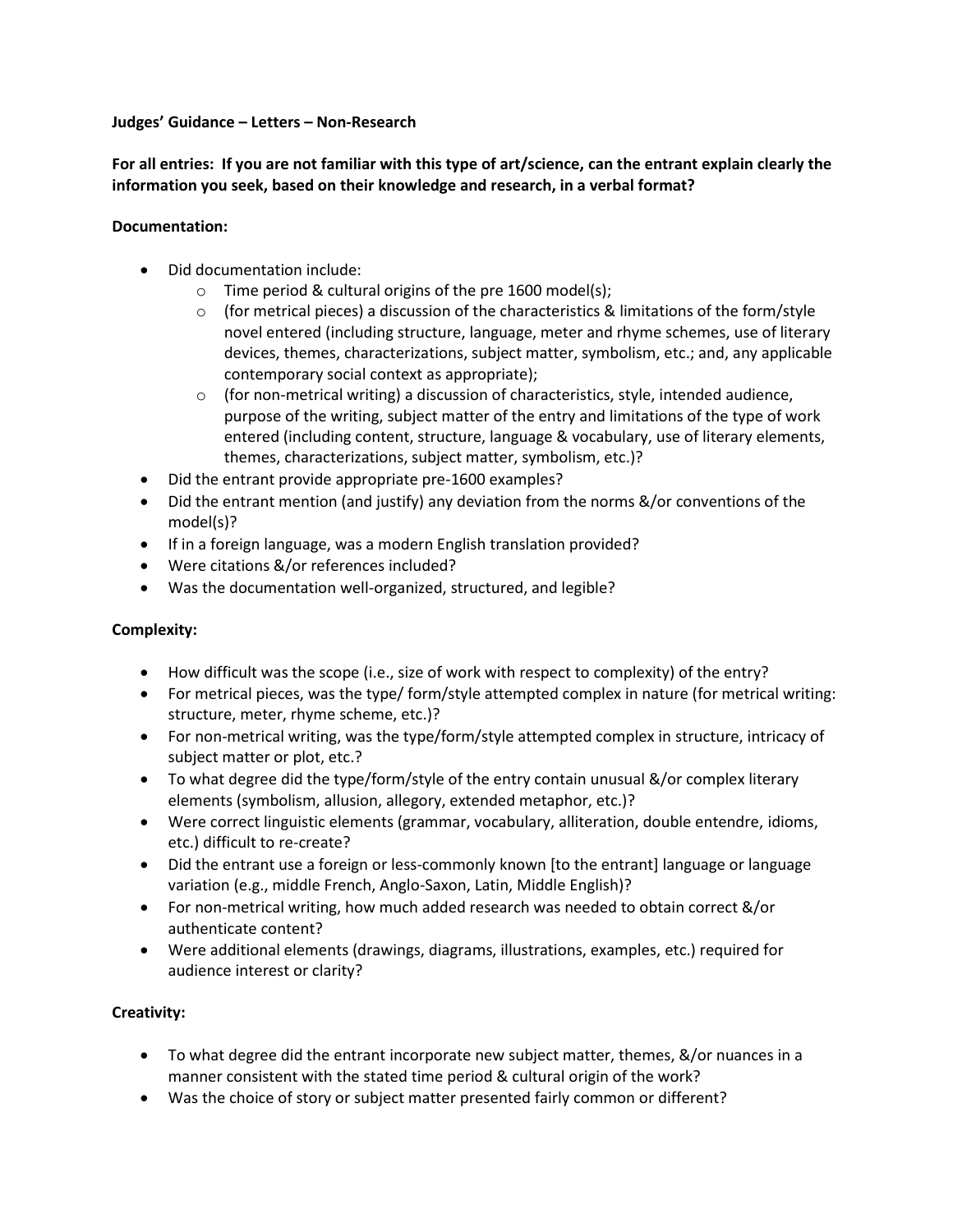**Judges' Guidance – Letters – Non-Research**

**For all entries: If you are not familiar with this type of art/science, can the entrant explain clearly the information you seek, based on their knowledge and research, in a verbal format?**

**Documentation:**

- Did documentation include:
  - Time period & cultural origins of the pre 1600 model(s);
  - (for metrical pieces) a discussion of the characteristics & limitations of the form/style novel entered (including structure, language, meter and rhyme schemes, use of literary devices, themes, characterizations, subject matter, symbolism, etc.; and, any applicable contemporary social context as appropriate);
  - (for non-metrical writing) a discussion of characteristics, style, intended audience, purpose of the writing, subject matter of the entry and limitations of the type of work entered (including content, structure, language & vocabulary, use of literary elements, themes, characterizations, subject matter, symbolism, etc.)?
- Did the entrant provide appropriate pre-1600 examples?
- Did the entrant mention (and justify) any deviation from the norms &/or conventions of the model(s)?
- If in a foreign language, was a modern English translation provided?
- Were citations &/or references included?
- Was the documentation well-organized, structured, and legible?

**Complexity:**

- How difficult was the scope (i.e., size of work with respect to complexity) of the entry?
- For metrical pieces, was the type/ form/style attempted complex in nature (for metrical writing: structure, meter, rhyme scheme, etc.)?
- For non-metrical writing, was the type/form/style attempted complex in structure, intricacy of subject matter or plot, etc.?
- To what degree did the type/form/style of the entry contain unusual &/or complex literary elements (symbolism, allusion, allegory, extended metaphor, etc.)?
- Were correct linguistic elements (grammar, vocabulary, alliteration, double entendre, idioms, etc.) difficult to re-create?
- Did the entrant use a foreign or less-commonly known [to the entrant] language or language variation (e.g., middle French, Anglo-Saxon, Latin, Middle English)?
- For non-metrical writing, how much added research was needed to obtain correct &/or authenticate content?
- Were additional elements (drawings, diagrams, illustrations, examples, etc.) required for audience interest or clarity?

**Creativity:**

- To what degree did the entrant incorporate new subject matter, themes, &/or nuances in a manner consistent with the stated time period & cultural origin of the work?
- Was the choice of story or subject matter presented fairly common or different?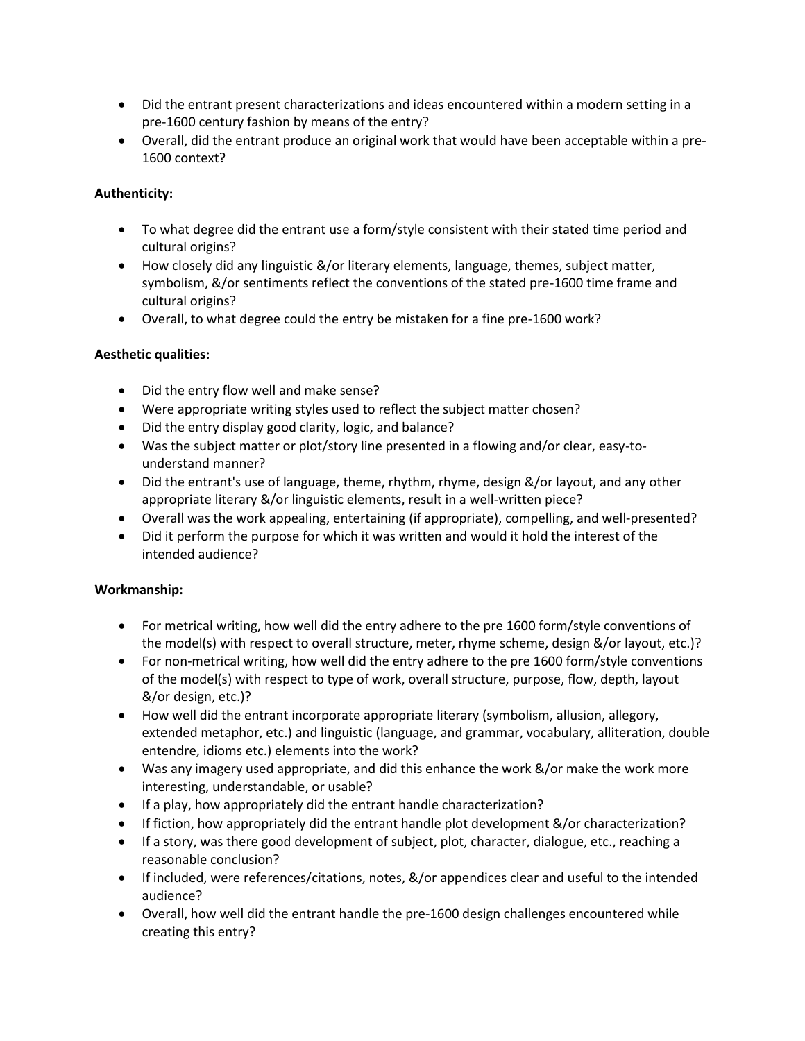- Did the entrant present characterizations and ideas encountered within a modern setting in a pre-1600 century fashion by means of the entry?
- Overall, did the entrant produce an original work that would have been acceptable within a pre-1600 context?

**Authenticity:**

- To what degree did the entrant use a form/style consistent with their stated time period and cultural origins?
- How closely did any linguistic &/or literary elements, language, themes, subject matter, symbolism, &/or sentiments reflect the conventions of the stated pre-1600 time frame and cultural origins?
- Overall, to what degree could the entry be mistaken for a fine pre-1600 work?

**Aesthetic qualities:**

- Did the entry flow well and make sense?
- Were appropriate writing styles used to reflect the subject matter chosen?
- Did the entry display good clarity, logic, and balance?
- Was the subject matter or plot/story line presented in a flowing and/or clear, easy-to-understand manner?
- Did the entrant's use of language, theme, rhythm, rhyme, design &/or layout, and any other appropriate literary &/or linguistic elements, result in a well-written piece?
- Overall was the work appealing, entertaining (if appropriate), compelling, and well-presented?
- Did it perform the purpose for which it was written and would it hold the interest of the intended audience?

**Workmanship:**

- For metrical writing, how well did the entry adhere to the pre 1600 form/style conventions of the model(s) with respect to overall structure, meter, rhyme scheme, design &/or layout, etc.)?
- For non-metrical writing, how well did the entry adhere to the pre 1600 form/style conventions of the model(s) with respect to type of work, overall structure, purpose, flow, depth, layout &/or design, etc.)?
- How well did the entrant incorporate appropriate literary (symbolism, allusion, allegory, extended metaphor, etc.) and linguistic (language, and grammar, vocabulary, alliteration, double entendre, idioms etc.) elements into the work?
- Was any imagery used appropriate, and did this enhance the work &/or make the work more interesting, understandable, or usable?
- If a play, how appropriately did the entrant handle characterization?
- If fiction, how appropriately did the entrant handle plot development &/or characterization?
- If a story, was there good development of subject, plot, character, dialogue, etc., reaching a reasonable conclusion?
- If included, were references/citations, notes, &/or appendices clear and useful to the intended audience?
- Overall, how well did the entrant handle the pre-1600 design challenges encountered while creating this entry?